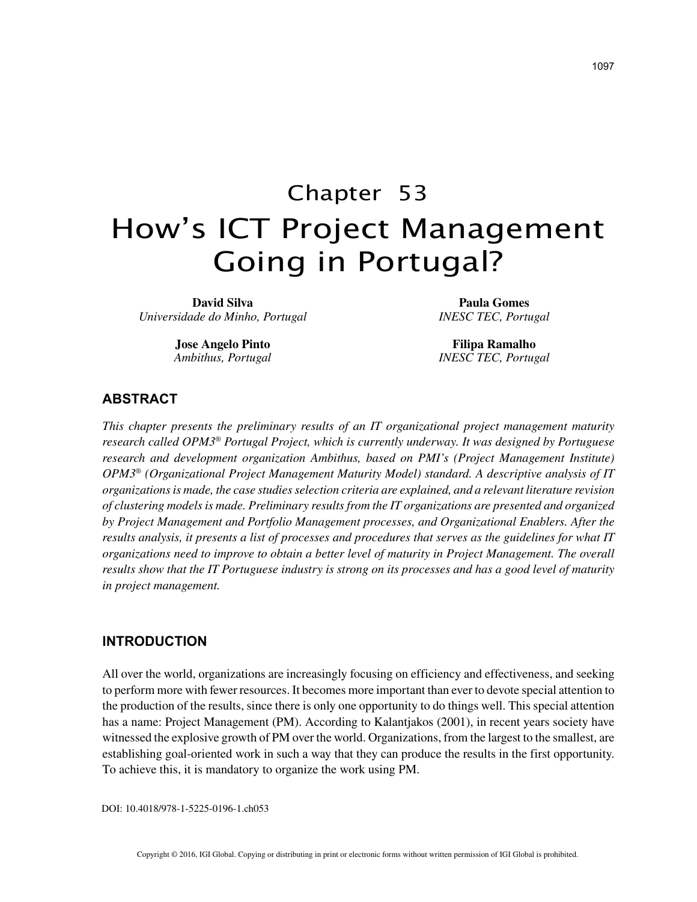# Chapter 53
# How's ICT Project Management Going in Portugal?

**David Silva**
*Universidade do Minho, Portugal*

**Paula Gomes**
*INESC TEC, Portugal*

**Jose Angelo Pinto**
*Ambithus, Portugal*

**Filipa Ramalho**
*INESC TEC, Portugal*

## ABSTRACT

*This chapter presents the preliminary results of an IT organizational project management maturity research called OPM3® Portugal Project, which is currently underway. It was designed by Portuguese research and development organization Ambithus, based on PMI's (Project Management Institute) OPM3® (Organizational Project Management Maturity Model) standard. A descriptive analysis of IT organizations is made, the case studies selection criteria are explained, and a relevant literature revision of clustering models is made. Preliminary results from the IT organizations are presented and organized by Project Management and Portfolio Management processes, and Organizational Enablers. After the results analysis, it presents a list of processes and procedures that serves as the guidelines for what IT organizations need to improve to obtain a better level of maturity in Project Management. The overall results show that the IT Portuguese industry is strong on its processes and has a good level of maturity in project management.*

## INTRODUCTION

All over the world, organizations are increasingly focusing on efficiency and effectiveness, and seeking to perform more with fewer resources. It becomes more important than ever to devote special attention to the production of the results, since there is only one opportunity to do things well. This special attention has a name: Project Management (PM). According to Kalantjakos (2001), in recent years society have witnessed the explosive growth of PM over the world. Organizations, from the largest to the smallest, are establishing goal-oriented work in such a way that they can produce the results in the first opportunity. To achieve this, it is mandatory to organize the work using PM.

DOI: 10.4018/978-1-5225-0196-1.ch053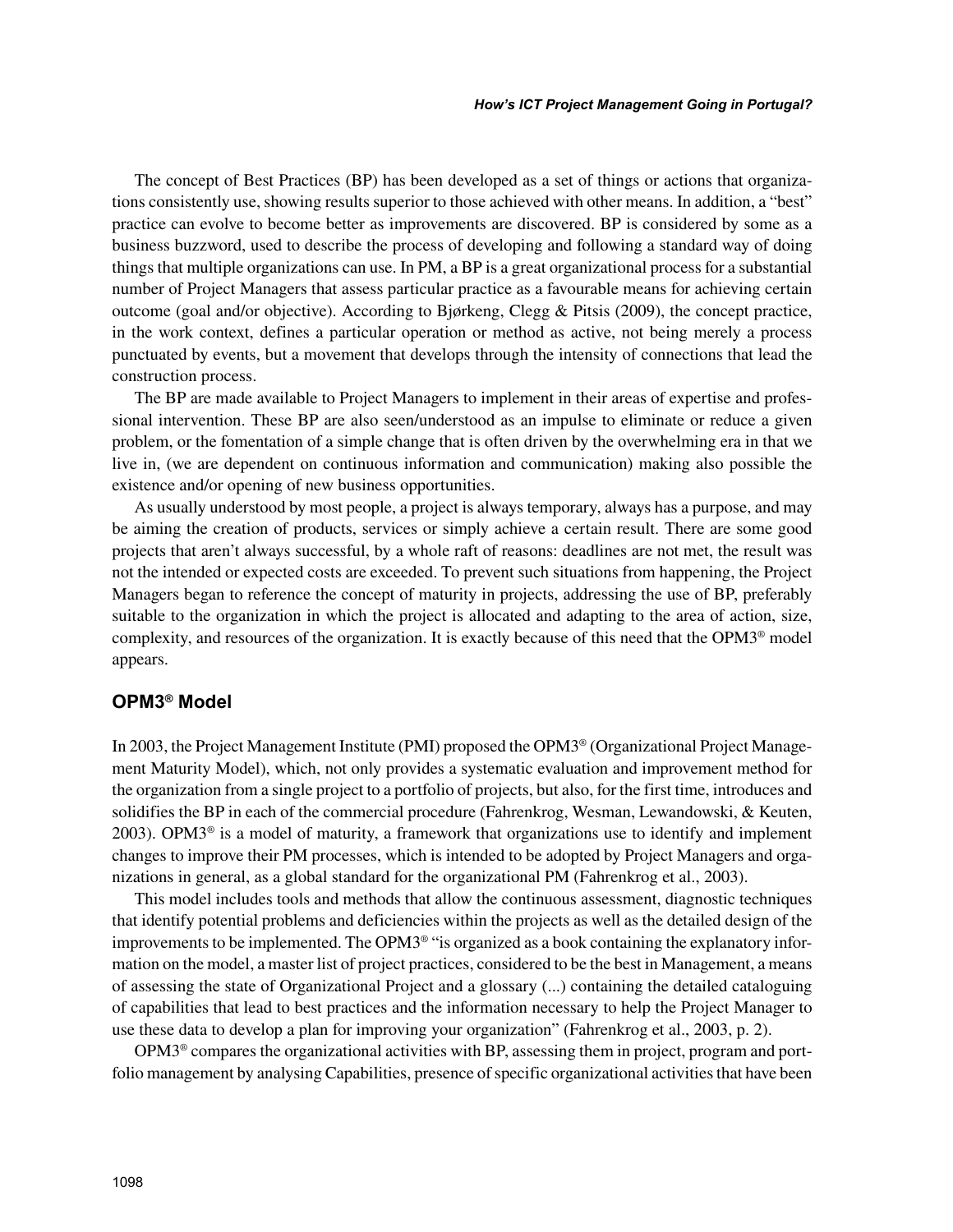The concept of Best Practices (BP) has been developed as a set of things or actions that organizations consistently use, showing results superior to those achieved with other means. In addition, a "best" practice can evolve to become better as improvements are discovered. BP is considered by some as a business buzzword, used to describe the process of developing and following a standard way of doing things that multiple organizations can use. In PM, a BP is a great organizational process for a substantial number of Project Managers that assess particular practice as a favourable means for achieving certain outcome (goal and/or objective). According to Bjørkeng, Clegg & Pitsis (2009), the concept practice, in the work context, defines a particular operation or method as active, not being merely a process punctuated by events, but a movement that develops through the intensity of connections that lead the construction process.

The BP are made available to Project Managers to implement in their areas of expertise and professional intervention. These BP are also seen/understood as an impulse to eliminate or reduce a given problem, or the fomentation of a simple change that is often driven by the overwhelming era in that we live in, (we are dependent on continuous information and communication) making also possible the existence and/or opening of new business opportunities.

As usually understood by most people, a project is always temporary, always has a purpose, and may be aiming the creation of products, services or simply achieve a certain result. There are some good projects that aren't always successful, by a whole raft of reasons: deadlines are not met, the result was not the intended or expected costs are exceeded. To prevent such situations from happening, the Project Managers began to reference the concept of maturity in projects, addressing the use of BP, preferably suitable to the organization in which the project is allocated and adapting to the area of action, size, complexity, and resources of the organization. It is exactly because of this need that the OPM3® model appears.

## OPM3® Model

In 2003, the Project Management Institute (PMI) proposed the OPM3® (Organizational Project Management Maturity Model), which, not only provides a systematic evaluation and improvement method for the organization from a single project to a portfolio of projects, but also, for the first time, introduces and solidifies the BP in each of the commercial procedure (Fahrenkrog, Wesman, Lewandowski, & Keuten, 2003). OPM3® is a model of maturity, a framework that organizations use to identify and implement changes to improve their PM processes, which is intended to be adopted by Project Managers and organizations in general, as a global standard for the organizational PM (Fahrenkrog et al., 2003).

This model includes tools and methods that allow the continuous assessment, diagnostic techniques that identify potential problems and deficiencies within the projects as well as the detailed design of the improvements to be implemented. The OPM3® "is organized as a book containing the explanatory information on the model, a master list of project practices, considered to be the best in Management, a means of assessing the state of Organizational Project and a glossary (...) containing the detailed cataloguing of capabilities that lead to best practices and the information necessary to help the Project Manager to use these data to develop a plan for improving your organization" (Fahrenkrog et al., 2003, p. 2).

OPM3® compares the organizational activities with BP, assessing them in project, program and portfolio management by analysing Capabilities, presence of specific organizational activities that have been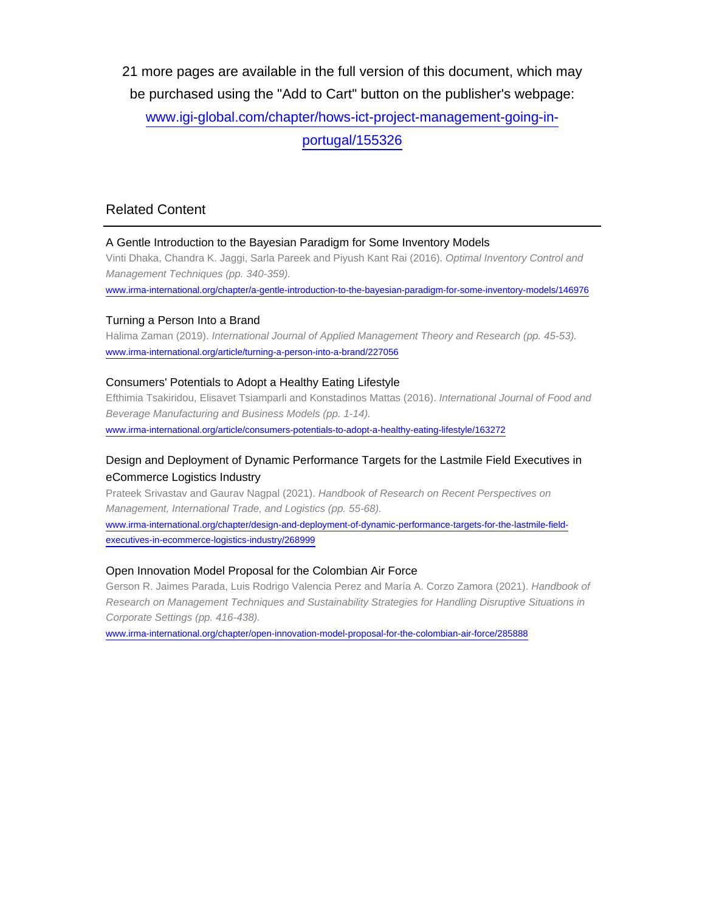21 more pages are available in the full version of this document, which may be purchased using the "Add to Cart" button on the publisher's webpage: [www.igi-global.com/chapter/hows-ict-project-management-going-in-portugal/155326](www.igi-global.com/chapter/hows-ict-project-management-going-in-portugal/155326)

## Related Content

**A Gentle Introduction to the Bayesian Paradigm for Some Inventory Models**
Vinti Dhaka, Chandra K. Jaggi, Sarla Pareek and Piyush Kant Rai (2016). *Optimal Inventory Control and Management Techniques (pp. 340-359).*
[www.irma-international.org/chapter/a-gentle-introduction-to-the-bayesian-paradigm-for-some-inventory-models/146976](www.irma-international.org/chapter/a-gentle-introduction-to-the-bayesian-paradigm-for-some-inventory-models/146976)

**Turning a Person Into a Brand**
Halima Zaman (2019). *International Journal of Applied Management Theory and Research (pp. 45-53).*
[www.irma-international.org/article/turning-a-person-into-a-brand/227056](www.irma-international.org/article/turning-a-person-into-a-brand/227056)

**Consumers' Potentials to Adopt a Healthy Eating Lifestyle**
Efthimia Tsakiridou, Elisavet Tsiamparli and Konstadinos Mattas (2016). *International Journal of Food and Beverage Manufacturing and Business Models (pp. 1-14).*
[www.irma-international.org/article/consumers-potentials-to-adopt-a-healthy-eating-lifestyle/163272](www.irma-international.org/article/consumers-potentials-to-adopt-a-healthy-eating-lifestyle/163272)

**Design and Deployment of Dynamic Performance Targets for the Lastmile Field Executives in eCommerce Logistics Industry**
Prateek Srivastav and Gaurav Nagpal (2021). *Handbook of Research on Recent Perspectives on Management, International Trade, and Logistics (pp. 55-68).*
[www.irma-international.org/chapter/design-and-deployment-of-dynamic-performance-targets-for-the-lastmile-field-executives-in-ecommerce-logistics-industry/268999](www.irma-international.org/chapter/design-and-deployment-of-dynamic-performance-targets-for-the-lastmile-field-executives-in-ecommerce-logistics-industry/268999)

**Open Innovation Model Proposal for the Colombian Air Force**
Gerson R. Jaimes Parada, Luis Rodrigo Valencia Perez and María A. Corzo Zamora (2021). *Handbook of Research on Management Techniques and Sustainability Strategies for Handling Disruptive Situations in Corporate Settings (pp. 416-438).*
[www.irma-international.org/chapter/open-innovation-model-proposal-for-the-colombian-air-force/285888](www.irma-international.org/chapter/open-innovation-model-proposal-for-the-colombian-air-force/285888)